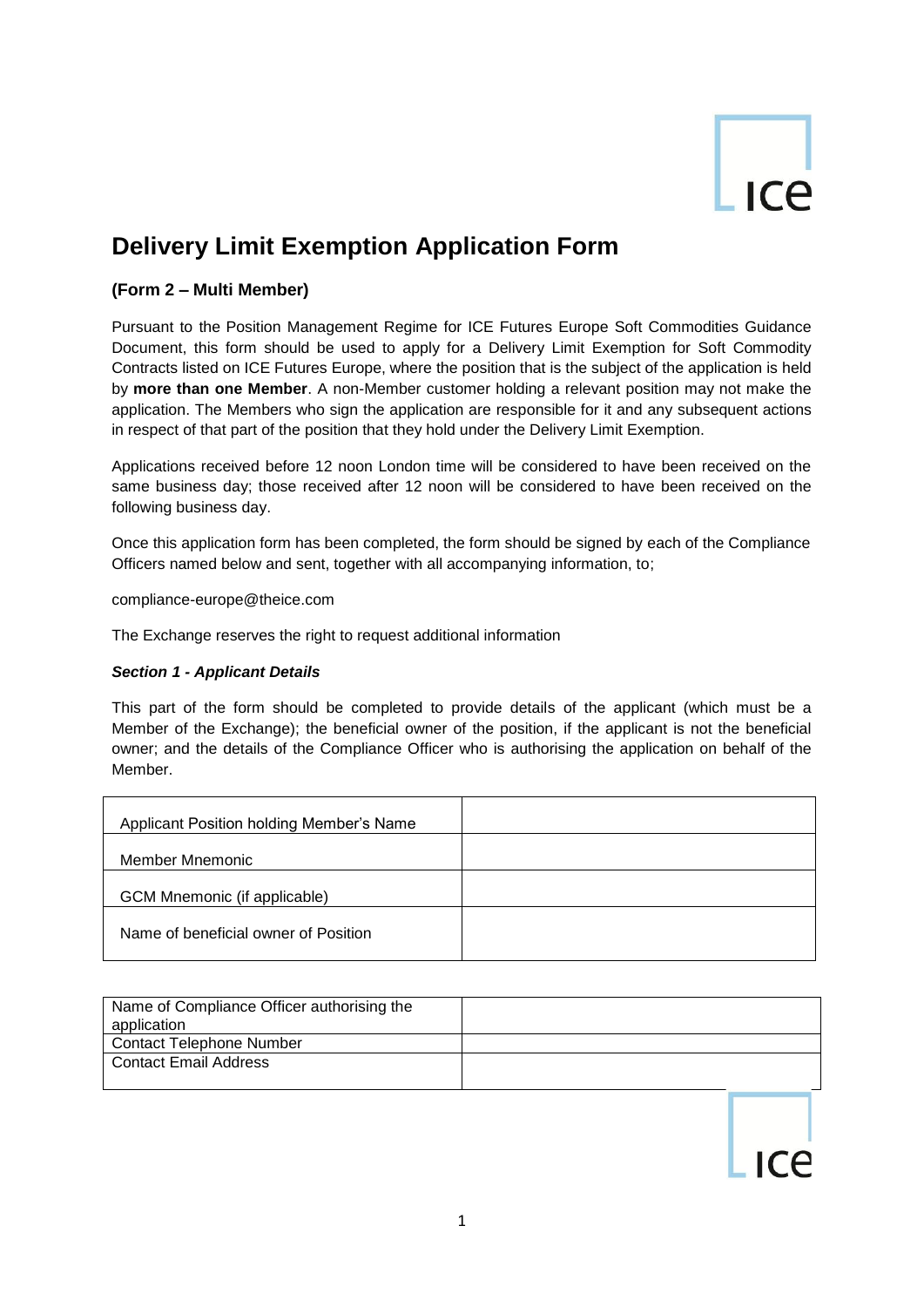# Delivery Limit Exemption Application Form

### (Form 2 – Multi Member)

Pursuant to the Position Management Regime for ICE Futures Europe Soft Commodities Guidance Document, this form should be used to apply for a Delivery Limit Exemption for Soft Commodity Contracts listed on ICE Futures Europe, where the position that is the subject of the application is held by **more than one Member**. A non-Member customer holding a relevant position may not make the application. The Members who sign the application are responsible for it and any subsequent actions in respect of that part of the position that they hold under the Delivery Limit Exemption.

Applications received before 12 noon London time will be considered to have been received on the same business day; those received after 12 noon will be considered to have been received on the following business day.

Once this application form has been completed, the form should be signed by each of the Compliance Officers named below and sent, together with all accompanying information, to;

compliance-europe@theice.com

The Exchange reserves the right to request additional information

***Section 1 - Applicant Details***

This part of the form should be completed to provide details of the applicant (which must be a Member of the Exchange); the beneficial owner of the position, if the applicant is not the beneficial owner; and the details of the Compliance Officer who is authorising the application on behalf of the Member.

| | |
|---|---|
| Applicant Position holding Member's Name | |
| Member Mnemonic | |
| GCM Mnemonic (if applicable) | |
| Name of beneficial owner of Position | |

| | |
|---|---|
| Name of Compliance Officer authorising the application | |
| Contact Telephone Number | |
| Contact Email Address | |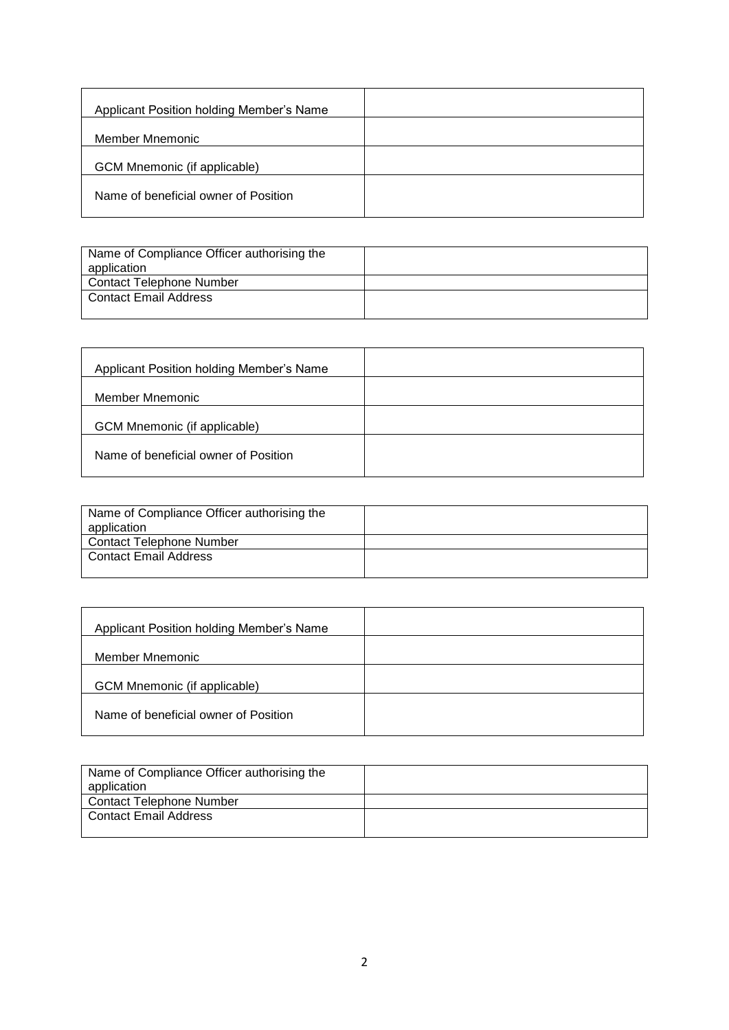| Applicant Position holding Member's Name | |
|---|---|
| Member Mnemonic | |
| GCM Mnemonic (if applicable) | |
| Name of beneficial owner of Position | |

| Name of Compliance Officer authorising the application | |
|---|---|
| Contact Telephone Number | |
| Contact Email Address | |

| Applicant Position holding Member's Name | |
|---|---|
| Member Mnemonic | |
| GCM Mnemonic (if applicable) | |
| Name of beneficial owner of Position | |

| Name of Compliance Officer authorising the application | |
|---|---|
| Contact Telephone Number | |
| Contact Email Address | |

| Applicant Position holding Member's Name | |
|---|---|
| Member Mnemonic | |
| GCM Mnemonic (if applicable) | |
| Name of beneficial owner of Position | |

| Name of Compliance Officer authorising the application | |
|---|---|
| Contact Telephone Number | |
| Contact Email Address | |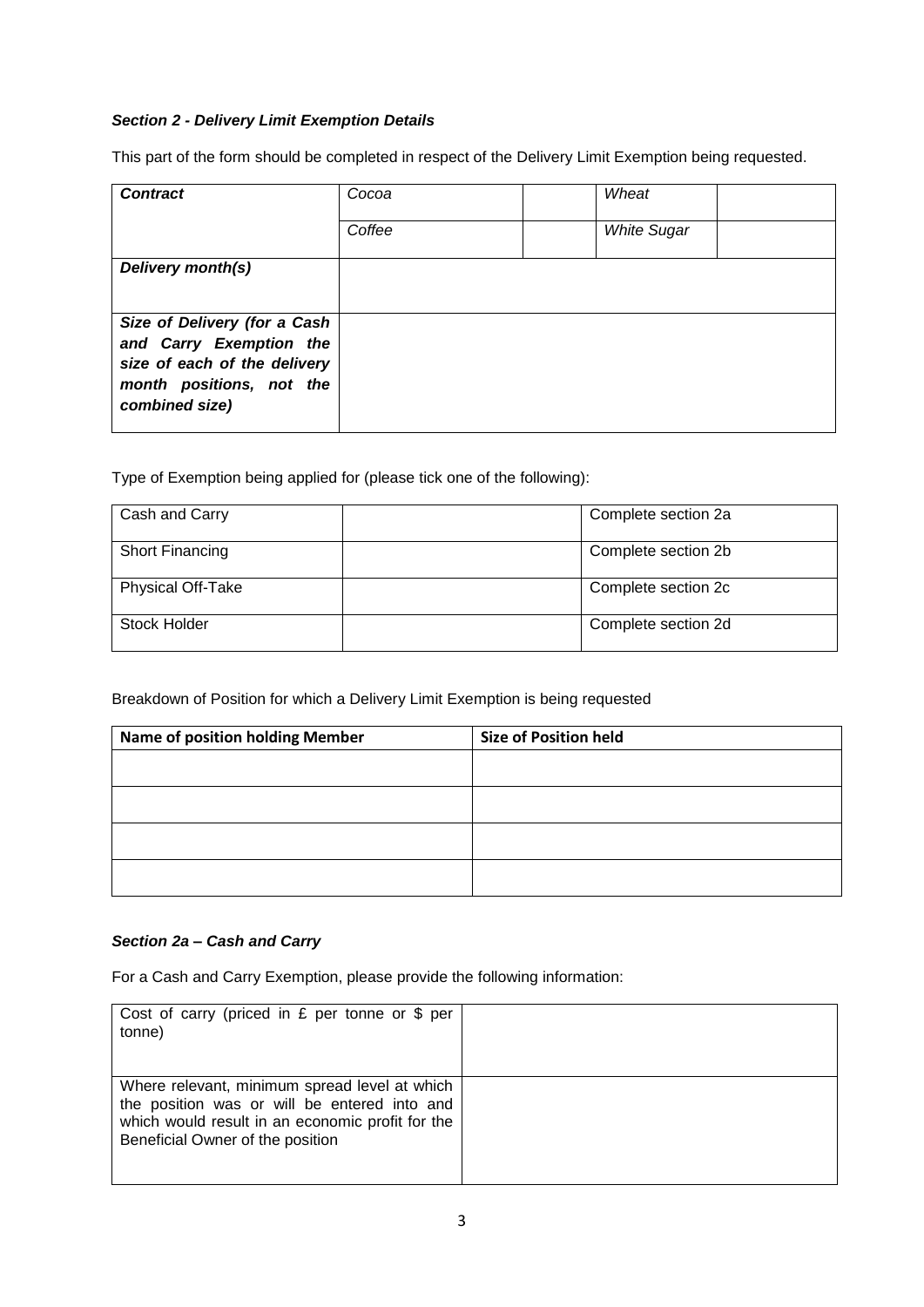### *Section 2 - Delivery Limit Exemption Details*

This part of the form should be completed in respect of the Delivery Limit Exemption being requested.

| ***Contract*** | *Cocoa* | | *Wheat* | |
|---|---|---|---|---|
| | *Coffee* | | *White Sugar* | |
| ***Delivery month(s)*** | | | | |
| ***Size of Delivery (for a Cash and Carry Exemption the size of each of the delivery month positions, not the combined size)*** | | | | |

Type of Exemption being applied for (please tick one of the following):

| | | |
|---|---|---|
| Cash and Carry | | Complete section 2a |
| Short Financing | | Complete section 2b |
| Physical Off-Take | | Complete section 2c |
| Stock Holder | | Complete section 2d |

Breakdown of Position for which a Delivery Limit Exemption is being requested

| **Name of position holding Member** | **Size of Position held** |
|---|---|
| | |
| | |
| | |
| | |

### *Section 2a – Cash and Carry*

For a Cash and Carry Exemption, please provide the following information:

| | |
|---|---|
| Cost of carry (priced in £ per tonne or $ per tonne) | |
| Where relevant, minimum spread level at which the position was or will be entered into and which would result in an economic profit for the Beneficial Owner of the position | |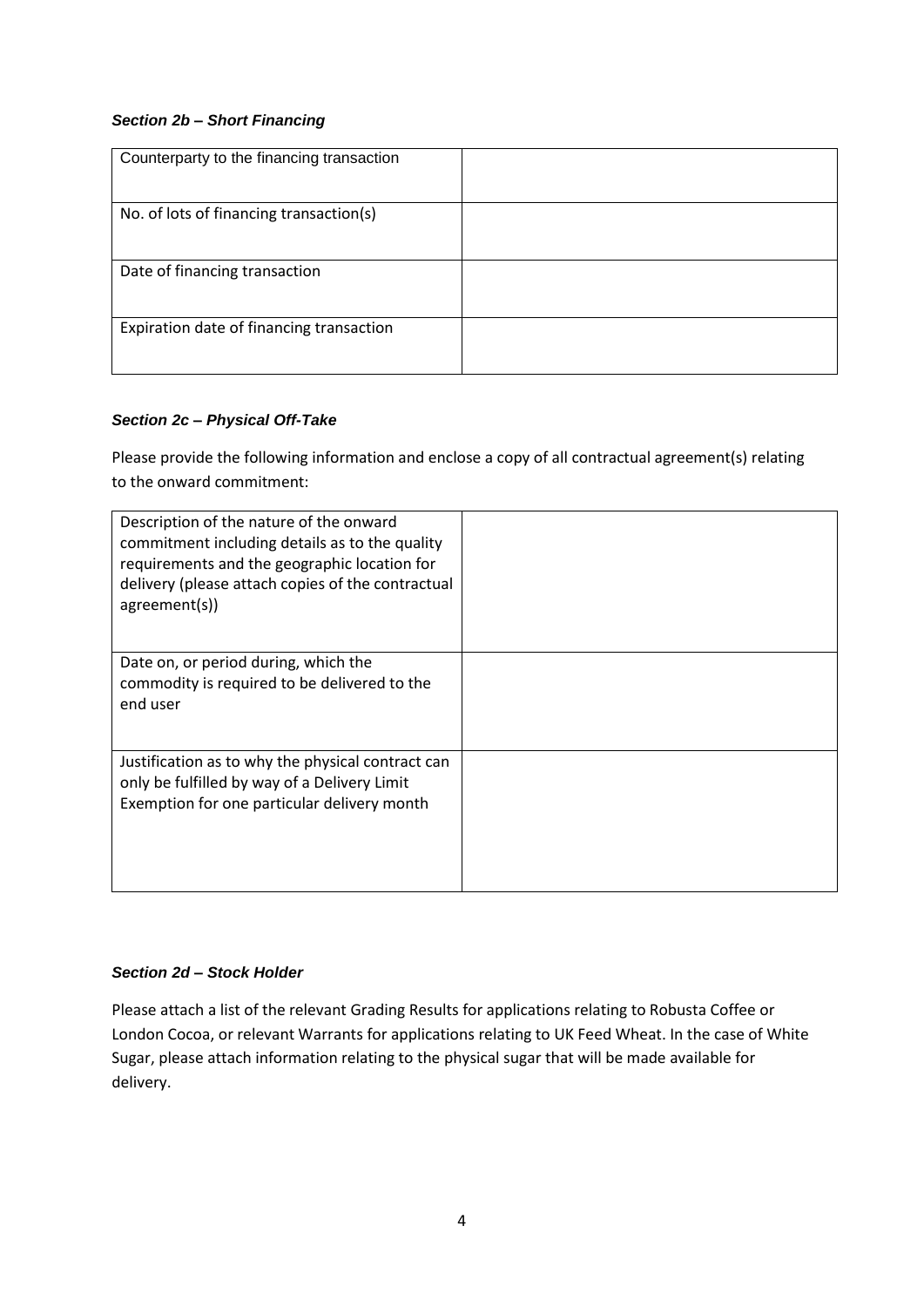### *Section 2b – Short Financing*

| Counterparty to the financing transaction | |
|---|---|
| No. of lots of financing transaction(s) | |
| Date of financing transaction | |
| Expiration date of financing transaction | |

### *Section 2c – Physical Off-Take*

Please provide the following information and enclose a copy of all contractual agreement(s) relating to the onward commitment:

| Description of the nature of the onward commitment including details as to the quality requirements and the geographic location for delivery (please attach copies of the contractual agreement(s)) | |
|---|---|
| Date on, or period during, which the commodity is required to be delivered to the end user | |
| Justification as to why the physical contract can only be fulfilled by way of a Delivery Limit Exemption for one particular delivery month | |

### *Section 2d – Stock Holder*

Please attach a list of the relevant Grading Results for applications relating to Robusta Coffee or London Cocoa, or relevant Warrants for applications relating to UK Feed Wheat. In the case of White Sugar, please attach information relating to the physical sugar that will be made available for delivery.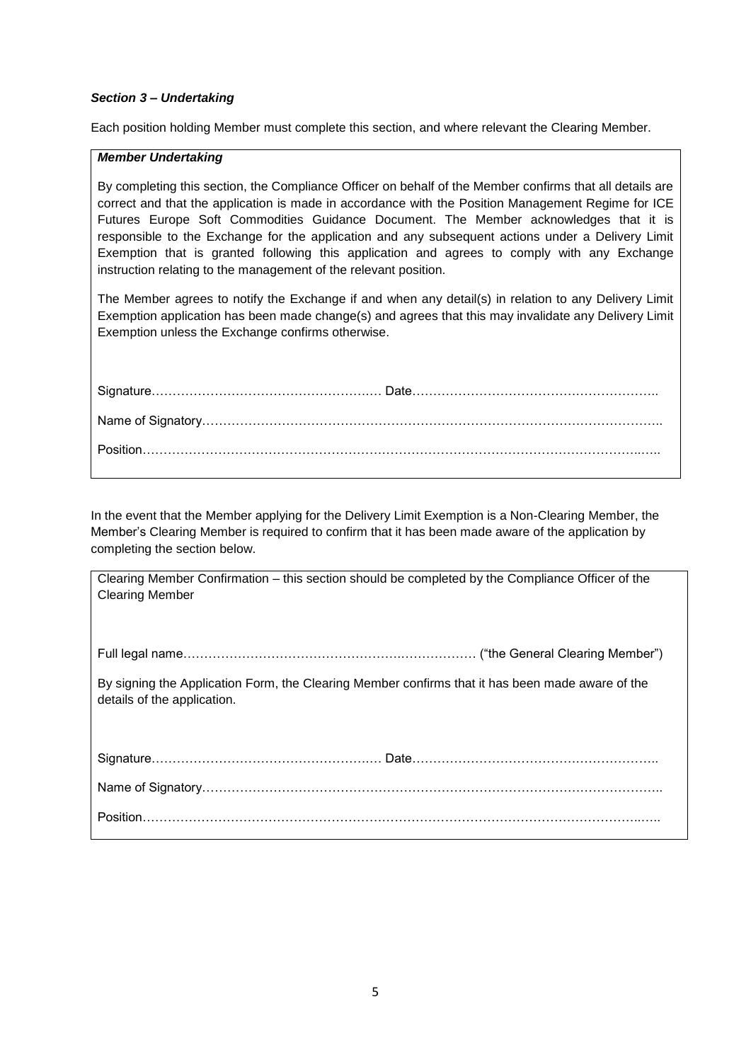### *Section 3 – Undertaking*

Each position holding Member must complete this section, and where relevant the Clearing Member.

***Member Undertaking***

By completing this section, the Compliance Officer on behalf of the Member confirms that all details are correct and that the application is made in accordance with the Position Management Regime for ICE Futures Europe Soft Commodities Guidance Document. The Member acknowledges that it is responsible to the Exchange for the application and any subsequent actions under a Delivery Limit Exemption that is granted following this application and agrees to comply with any Exchange instruction relating to the management of the relevant position.

The Member agrees to notify the Exchange if and when any detail(s) in relation to any Delivery Limit Exemption application has been made change(s) and agrees that this may invalidate any Delivery Limit Exemption unless the Exchange confirms otherwise.

Signature……………………………………………… Date…………………………………………………..

Name of Signatory……………………………………………………………………………………………..

Position…………………………………………………………………………………………………………..

In the event that the Member applying for the Delivery Limit Exemption is a Non-Clearing Member, the Member's Clearing Member is required to confirm that it has been made aware of the application by completing the section below.

Clearing Member Confirmation – this section should be completed by the Compliance Officer of the Clearing Member

Full legal name……………………………………………………………… ("the General Clearing Member")

By signing the Application Form, the Clearing Member confirms that it has been made aware of the details of the application.

Signature……………………………………………… Date…………………………………………………..

Name of Signatory……………………………………………………………………………………………..

Position…………………………………………………………………………………………………………..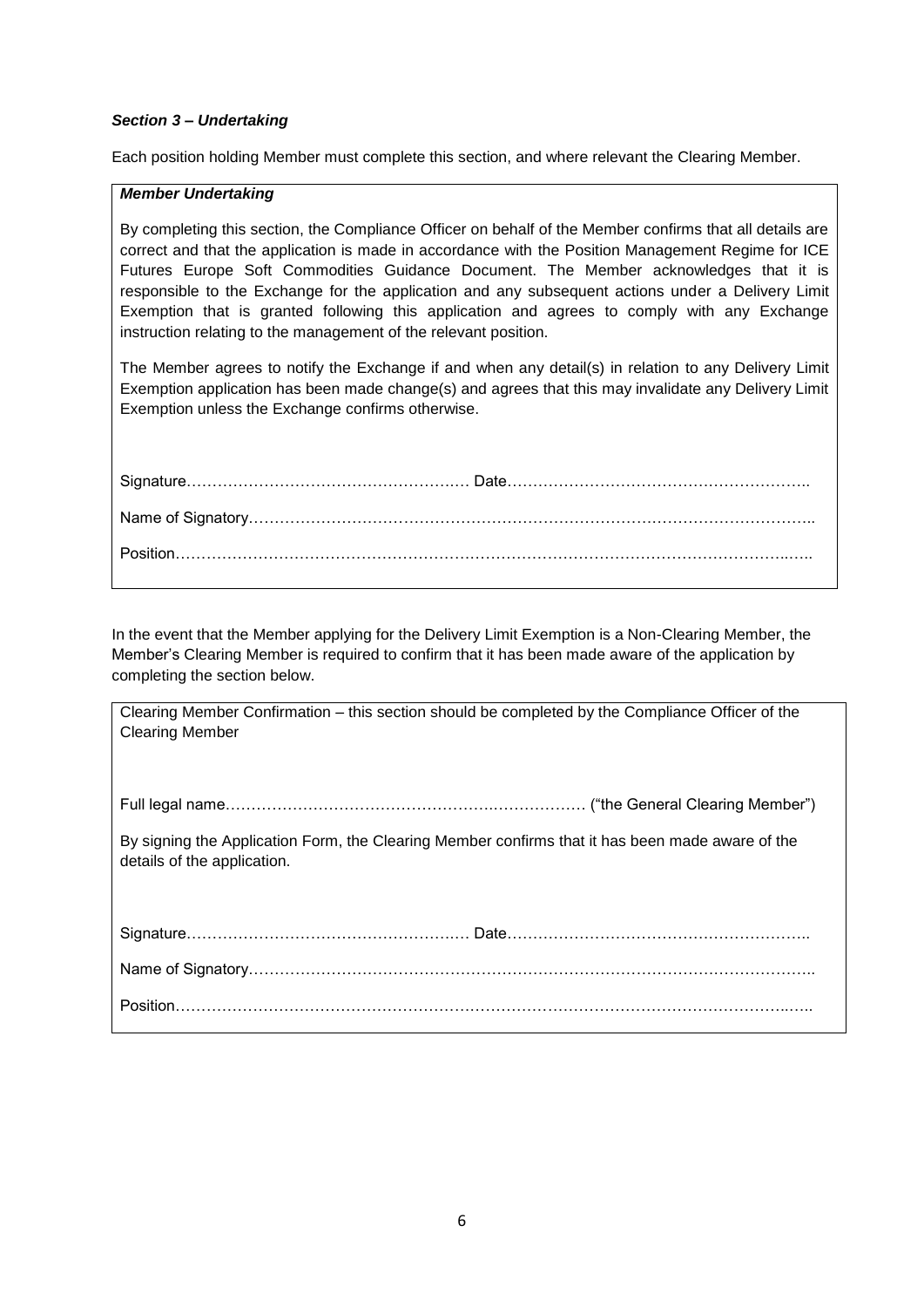### *Section 3 – Undertaking*

Each position holding Member must complete this section, and where relevant the Clearing Member.

***Member Undertaking***

By completing this section, the Compliance Officer on behalf of the Member confirms that all details are correct and that the application is made in accordance with the Position Management Regime for ICE Futures Europe Soft Commodities Guidance Document. The Member acknowledges that it is responsible to the Exchange for the application and any subsequent actions under a Delivery Limit Exemption that is granted following this application and agrees to comply with any Exchange instruction relating to the management of the relevant position.

The Member agrees to notify the Exchange if and when any detail(s) in relation to any Delivery Limit Exemption application has been made change(s) and agrees that this may invalidate any Delivery Limit Exemption unless the Exchange confirms otherwise.

Signature……………………………………………… Date…………………………………………………..

Name of Signatory……………………………………………………………………………………………..

Position…………………………………………………………………………………………………………..

In the event that the Member applying for the Delivery Limit Exemption is a Non-Clearing Member, the Member's Clearing Member is required to confirm that it has been made aware of the application by completing the section below.

Clearing Member Confirmation – this section should be completed by the Compliance Officer of the Clearing Member

Full legal name……………………………………………………………… ("the General Clearing Member")

By signing the Application Form, the Clearing Member confirms that it has been made aware of the details of the application.

Signature……………………………………………… Date…………………………………………………..

Name of Signatory……………………………………………………………………………………………..

Position…………………………………………………………………………………………………………..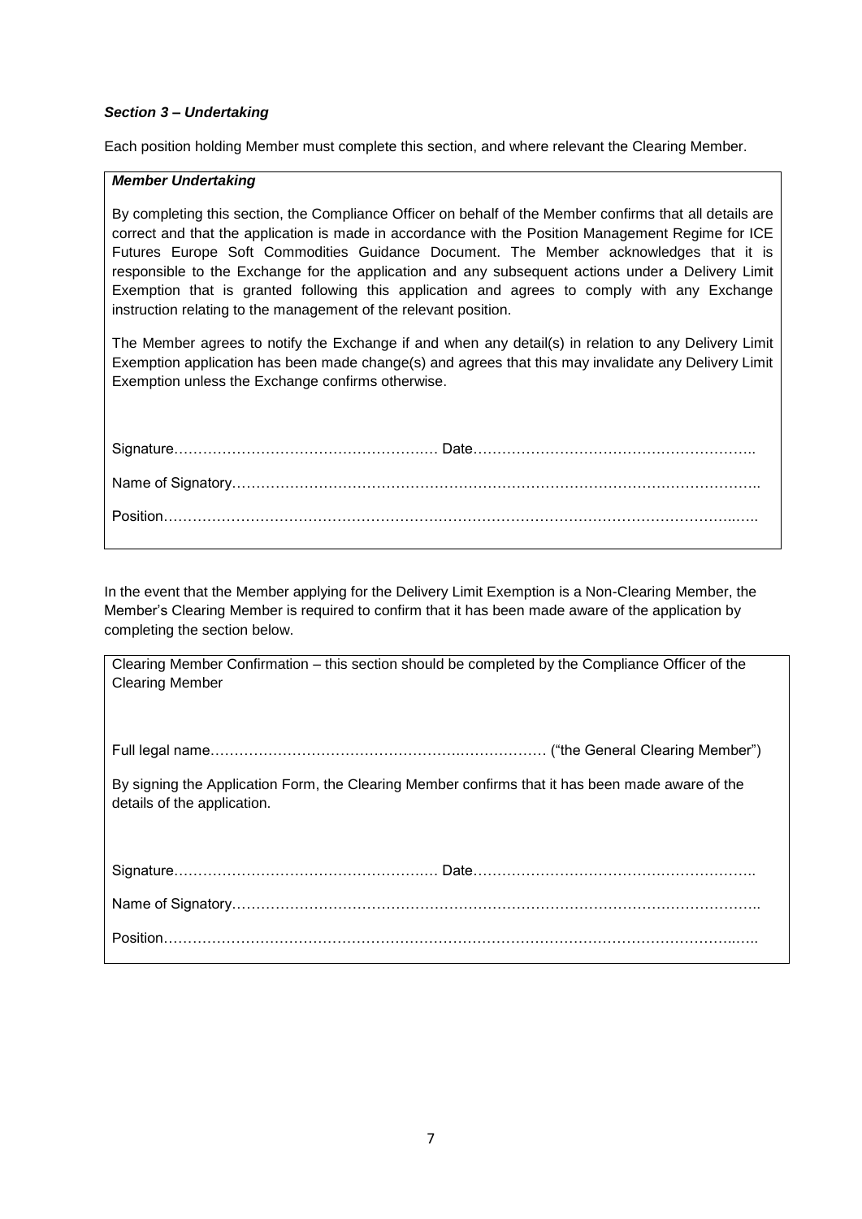### *Section 3 – Undertaking*

Each position holding Member must complete this section, and where relevant the Clearing Member.

***Member Undertaking***

By completing this section, the Compliance Officer on behalf of the Member confirms that all details are correct and that the application is made in accordance with the Position Management Regime for ICE Futures Europe Soft Commodities Guidance Document. The Member acknowledges that it is responsible to the Exchange for the application and any subsequent actions under a Delivery Limit Exemption that is granted following this application and agrees to comply with any Exchange instruction relating to the management of the relevant position.

The Member agrees to notify the Exchange if and when any detail(s) in relation to any Delivery Limit Exemption application has been made change(s) and agrees that this may invalidate any Delivery Limit Exemption unless the Exchange confirms otherwise.

Signature……………………………………………… Date…………………………………………………..

Name of Signatory…………………………………………………………………………………………..

Position………………………………………………………………………………………………………..

In the event that the Member applying for the Delivery Limit Exemption is a Non-Clearing Member, the Member's Clearing Member is required to confirm that it has been made aware of the application by completing the section below.

Clearing Member Confirmation – this section should be completed by the Compliance Officer of the Clearing Member

Full legal name……………………………………………………………… ("the General Clearing Member")

By signing the Application Form, the Clearing Member confirms that it has been made aware of the details of the application.

Signature……………………………………………… Date…………………………………………………..

Name of Signatory…………………………………………………………………………………………..

Position………………………………………………………………………………………………………..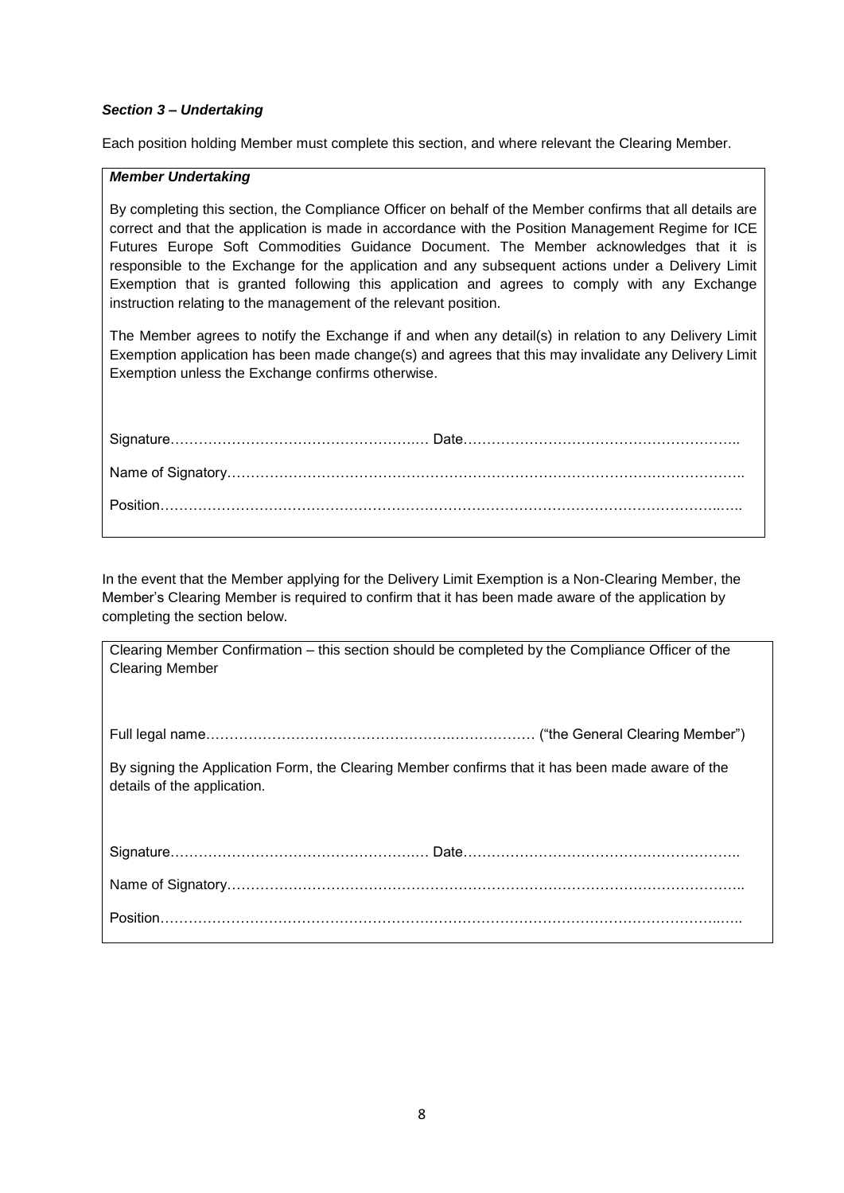***Section 3 – Undertaking***

Each position holding Member must complete this section, and where relevant the Clearing Member.

***Member Undertaking***

By completing this section, the Compliance Officer on behalf of the Member confirms that all details are correct and that the application is made in accordance with the Position Management Regime for ICE Futures Europe Soft Commodities Guidance Document. The Member acknowledges that it is responsible to the Exchange for the application and any subsequent actions under a Delivery Limit Exemption that is granted following this application and agrees to comply with any Exchange instruction relating to the management of the relevant position.

The Member agrees to notify the Exchange if and when any detail(s) in relation to any Delivery Limit Exemption application has been made change(s) and agrees that this may invalidate any Delivery Limit Exemption unless the Exchange confirms otherwise.

Signature……………………………………………..… Date…………………………………………………..

Name of Signatory……………………………………………………………………………………………..

Position……………………………………………………………………………………………………..…..

In the event that the Member applying for the Delivery Limit Exemption is a Non-Clearing Member, the Member's Clearing Member is required to confirm that it has been made aware of the application by completing the section below.

Clearing Member Confirmation – this section should be completed by the Compliance Officer of the Clearing Member

Full legal name…………………………………………….……………… ("the General Clearing Member")

By signing the Application Form, the Clearing Member confirms that it has been made aware of the details of the application.

Signature……………………………………………… Date…………………………………………………..

Name of Signatory……………………………………………………………………………………………..

Position……………………………………………………………………………………………………..…..